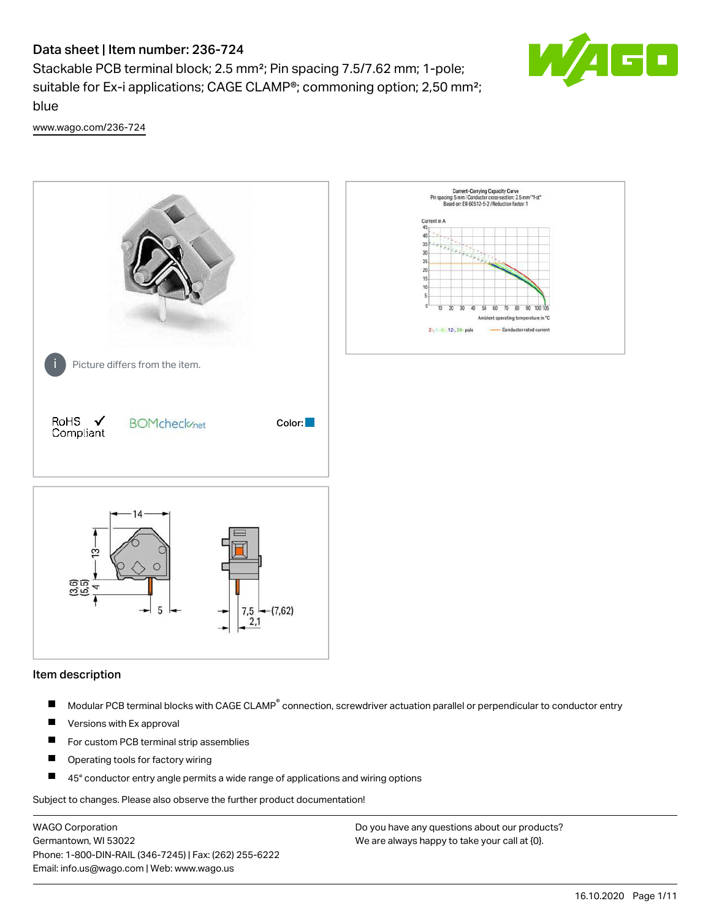# Data sheet | Item number: 236-724

Stackable PCB terminal block; 2.5 mm²; Pin spacing 7.5/7.62 mm; 1-pole; suitable for Ex-i applications; CAGE CLAMP®; commoning option; 2,50 mm²; blue

www.wago.com/236-724

Picture differs from the item.

RoHS ✓ Compliant

BOMcheck.net

Color:

## Item description

- Modular PCB terminal blocks with CAGE CLAMP® connection, screwdriver actuation parallel or perpendicular to conductor entry
- Versions with Ex approval
- For custom PCB terminal strip assemblies
- Operating tools for factory wiring
- 45° conductor entry angle permits a wide range of applications and wiring options

Subject to changes. Please also observe the further product documentation!

WAGO Corporation
Germantown, WI 53022
Phone: 1-800-DIN-RAIL (346-7245) | Fax: (262) 255-6222
Email: info.us@wago.com | Web: www.wago.us

Do you have any questions about our products?
We are always happy to take your call at {0}.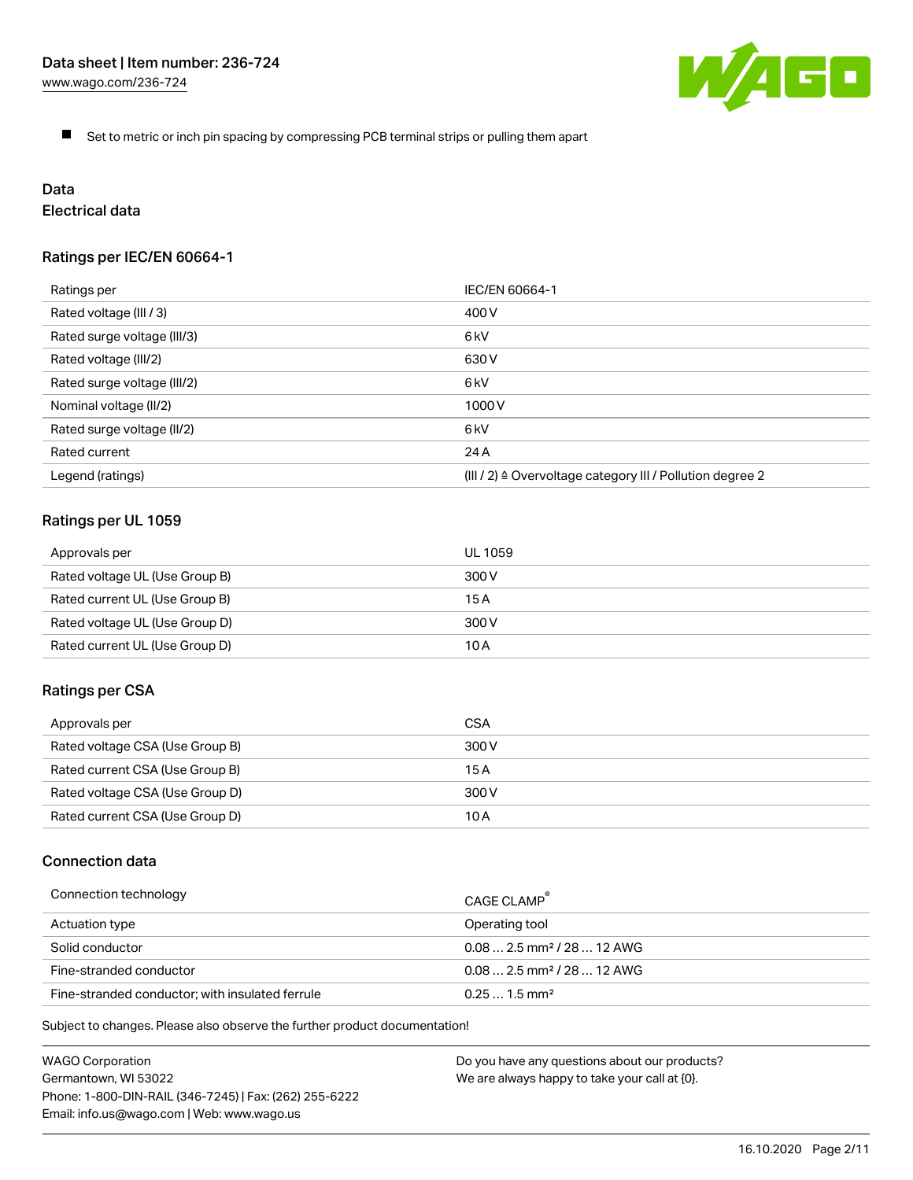- Set to metric or inch pin spacing by compressing PCB terminal strips or pulling them apart

## Data

### Electrical data

#### Ratings per IEC/EN 60664-1

| Ratings per | IEC/EN 60664-1 |
| --- | --- |
| Rated voltage (III / 3) | 400 V |
| Rated surge voltage (III/3) | 6 kV |
| Rated voltage (III/2) | 630 V |
| Rated surge voltage (III/2) | 6 kV |
| Nominal voltage (II/2) | 1000 V |
| Rated surge voltage (II/2) | 6 kV |
| Rated current | 24 A |
| Legend (ratings) | (III / 2) ≙ Overvoltage category III / Pollution degree 2 |

#### Ratings per UL 1059

| Approvals per | UL 1059 |
| --- | --- |
| Rated voltage UL (Use Group B) | 300 V |
| Rated current UL (Use Group B) | 15 A |
| Rated voltage UL (Use Group D) | 300 V |
| Rated current UL (Use Group D) | 10 A |

#### Ratings per CSA

| Approvals per | CSA |
| --- | --- |
| Rated voltage CSA (Use Group B) | 300 V |
| Rated current CSA (Use Group B) | 15 A |
| Rated voltage CSA (Use Group D) | 300 V |
| Rated current CSA (Use Group D) | 10 A |

#### Connection data

| Connection technology | CAGE CLAMP® |
| --- | --- |
| Actuation type | Operating tool |
| Solid conductor | 0.08 … 2.5 mm² / 28 … 12 AWG |
| Fine-stranded conductor | 0.08 … 2.5 mm² / 28 … 12 AWG |
| Fine-stranded conductor; with insulated ferrule | 0.25 … 1.5 mm² |

Subject to changes. Please also observe the further product documentation!

WAGO Corporation
Germantown, WI 53022
Phone: 1-800-DIN-RAIL (346-7245) | Fax: (262) 255-6222
Email: info.us@wago.com | Web: www.wago.us

Do you have any questions about our products?
We are always happy to take your call at {0}.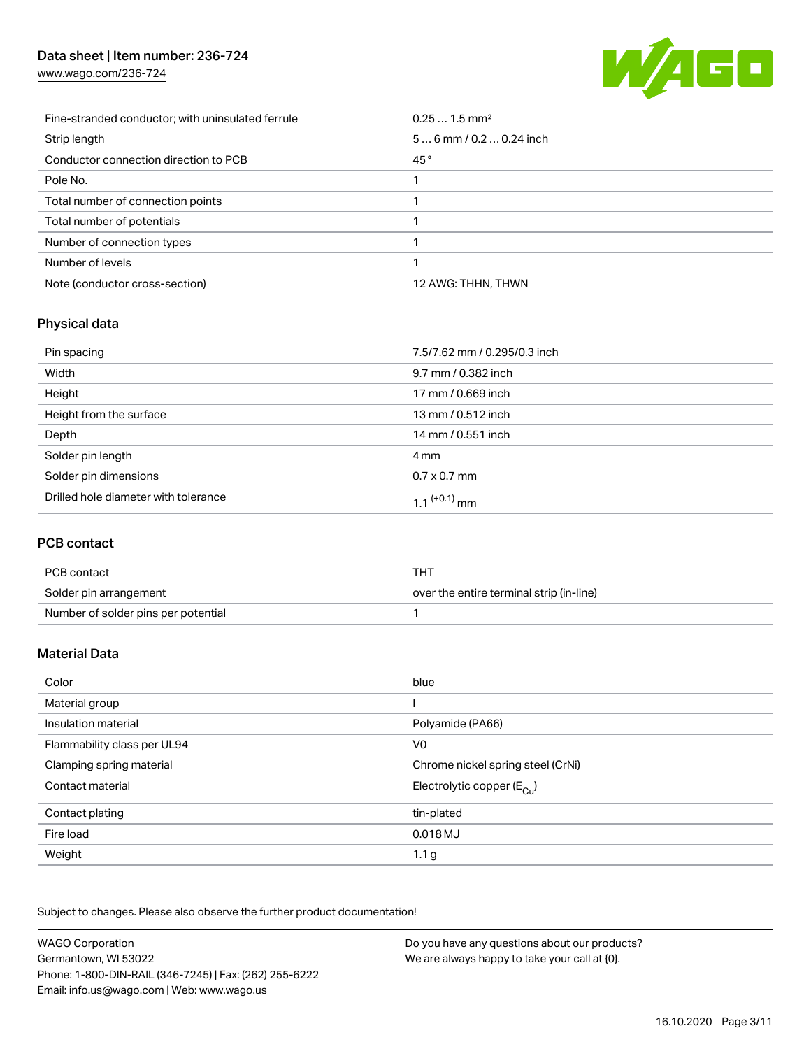| | |
|---|---|
| Fine-stranded conductor; with uninsulated ferrule | 0.25 … 1.5 mm² |
| Strip length | 5 … 6 mm / 0.2 … 0.24 inch |
| Conductor connection direction to PCB | 45 ° |
| Pole No. | 1 |
| Total number of connection points | 1 |
| Total number of potentials | 1 |
| Number of connection types | 1 |
| Number of levels | 1 |
| Note (conductor cross-section) | 12 AWG: THHN, THWN |

## Physical data

| | |
|---|---|
| Pin spacing | 7.5/7.62 mm / 0.295/0.3 inch |
| Width | 9.7 mm / 0.382 inch |
| Height | 17 mm / 0.669 inch |
| Height from the surface | 13 mm / 0.512 inch |
| Depth | 14 mm / 0.551 inch |
| Solder pin length | 4 mm |
| Solder pin dimensions | 0.7 x 0.7 mm |
| Drilled hole diameter with tolerance | $1.1^{(+0.1)}$ mm |

## PCB contact

| | |
|---|---|
| PCB contact | THT |
| Solder pin arrangement | over the entire terminal strip (in-line) |
| Number of solder pins per potential | 1 |

## Material Data

| | |
|---|---|
| Color | blue |
| Material group | I |
| Insulation material | Polyamide (PA66) |
| Flammability class per UL94 | V0 |
| Clamping spring material | Chrome nickel spring steel (CrNi) |
| Contact material | Electrolytic copper ($E_{Cu}$) |
| Contact plating | tin-plated |
| Fire load | 0.018 MJ |
| Weight | 1.1 g |

Subject to changes. Please also observe the further product documentation!

WAGO Corporation
Germantown, WI 53022
Phone: 1-800-DIN-RAIL (346-7245) | Fax: (262) 255-6222
Email: info.us@wago.com | Web: www.wago.us

Do you have any questions about our products?
We are always happy to take your call at {0}.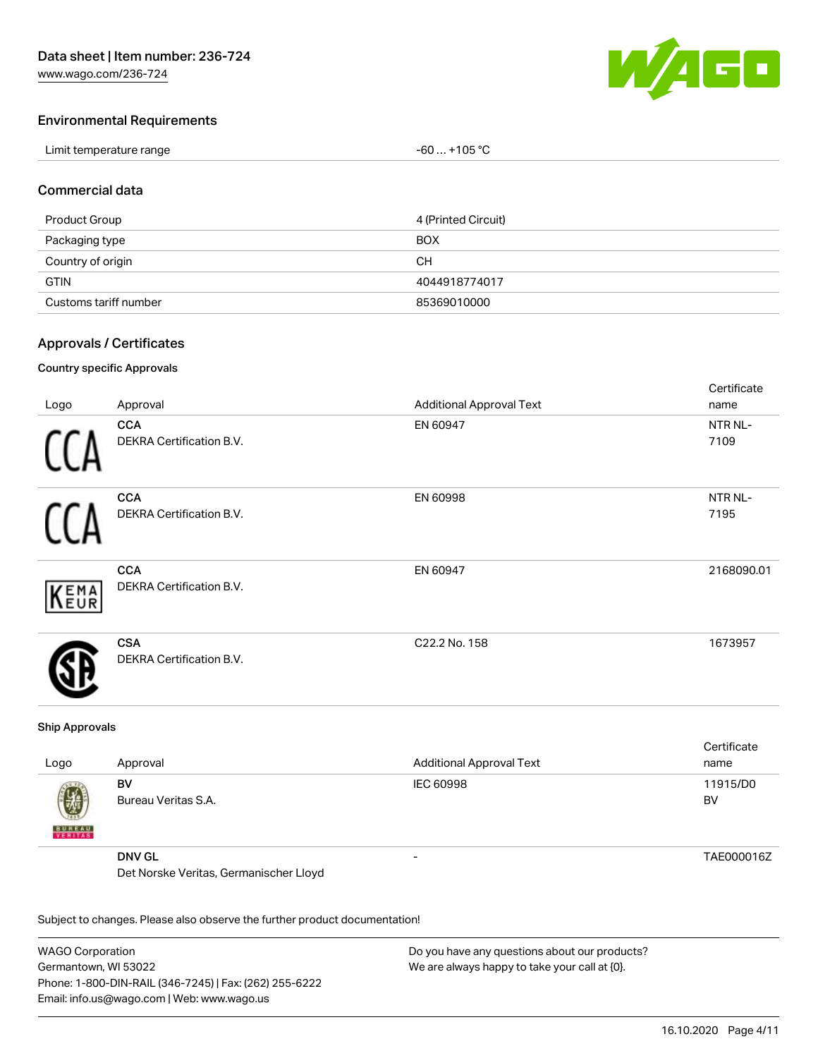### Environmental Requirements

| | |
|---|---|
| Limit temperature range | -60 … +105 °C |

### Commercial data

| | |
|---|---|
| Product Group | 4 (Printed Circuit) |
| Packaging type | BOX |
| Country of origin | CH |
| GTIN | 4044918774017 |
| Customs tariff number | 85369010000 |

### Approvals / Certificates

#### Country specific Approvals

| Logo | Approval | Additional Approval Text | Certificate name |
|---|---|---|---|
| | **CCA**<br>DEKRA Certification B.V. | EN 60947 | NTR NL-7109 |
| | **CCA**<br>DEKRA Certification B.V. | EN 60998 | NTR NL-7195 |
| | **CCA**<br>DEKRA Certification B.V. | EN 60947 | 2168090.01 |
| | **CSA**<br>DEKRA Certification B.V. | C22.2 No. 158 | 1673957 |

#### Ship Approvals

| Logo | Approval | Additional Approval Text | Certificate name |
|---|---|---|---|
| | **BV**<br>Bureau Veritas S.A. | IEC 60998 | 11915/D0 BV |
| | **DNV GL**<br>Det Norske Veritas, Germanischer Lloyd | - | TAE000016Z |

Subject to changes. Please also observe the further product documentation!

WAGO Corporation
Germantown, WI 53022
Phone: 1-800-DIN-RAIL (346-7245) | Fax: (262) 255-6222
Email: info.us@wago.com | Web: www.wago.us

Do you have any questions about our products?
We are always happy to take your call at {0}.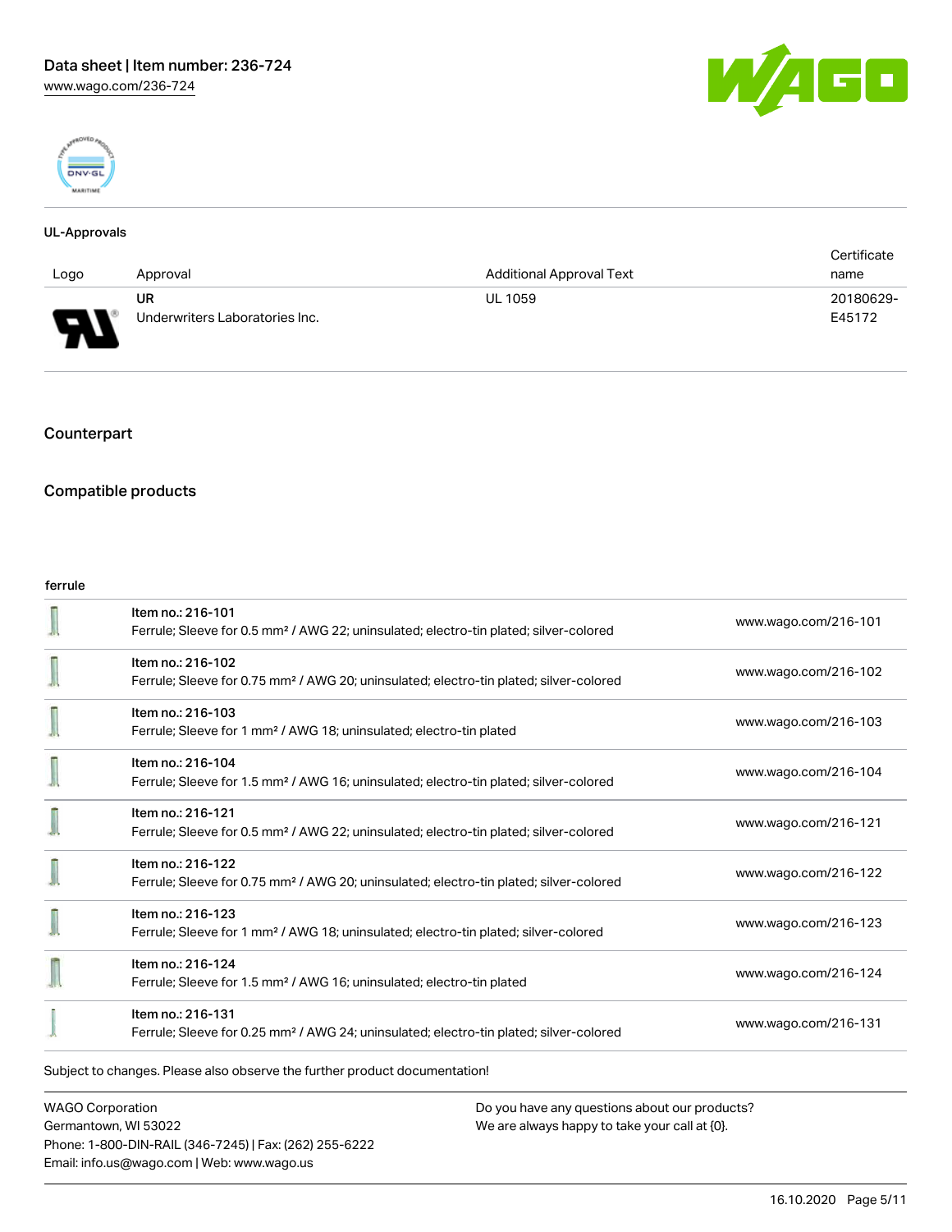#### UL-Approvals

| Logo | Approval | Additional Approval Text | Certificate name |
|---|---|---|---|
| | UR<br>Underwriters Laboratories Inc. | UL 1059 | 20180629-E45172 |

## Counterpart

## Compatible products

#### ferrule

| | | |
|---|---|---|
| | Item no.: 216-101<br>Ferrule; Sleeve for 0.5 mm² / AWG 22; uninsulated; electro-tin plated; silver-colored | www.wago.com/216-101 |
| | Item no.: 216-102<br>Ferrule; Sleeve for 0.75 mm² / AWG 20; uninsulated; electro-tin plated; silver-colored | www.wago.com/216-102 |
| | Item no.: 216-103<br>Ferrule; Sleeve for 1 mm² / AWG 18; uninsulated; electro-tin plated | www.wago.com/216-103 |
| | Item no.: 216-104<br>Ferrule; Sleeve for 1.5 mm² / AWG 16; uninsulated; electro-tin plated; silver-colored | www.wago.com/216-104 |
| | Item no.: 216-121<br>Ferrule; Sleeve for 0.5 mm² / AWG 22; uninsulated; electro-tin plated; silver-colored | www.wago.com/216-121 |
| | Item no.: 216-122<br>Ferrule; Sleeve for 0.75 mm² / AWG 20; uninsulated; electro-tin plated; silver-colored | www.wago.com/216-122 |
| | Item no.: 216-123<br>Ferrule; Sleeve for 1 mm² / AWG 18; uninsulated; electro-tin plated; silver-colored | www.wago.com/216-123 |
| | Item no.: 216-124<br>Ferrule; Sleeve for 1.5 mm² / AWG 16; uninsulated; electro-tin plated | www.wago.com/216-124 |
| | Item no.: 216-131<br>Ferrule; Sleeve for 0.25 mm² / AWG 24; uninsulated; electro-tin plated; silver-colored | www.wago.com/216-131 |

Subject to changes. Please also observe the further product documentation!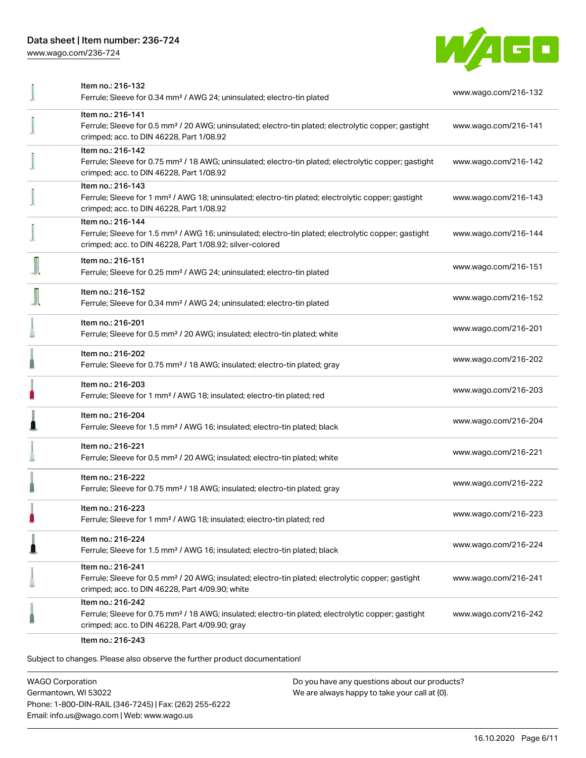| Item | Link |
| --- | --- |
| Item no.: 216-132<br>Ferrule; Sleeve for 0.34 mm² / AWG 24; uninsulated; electro-tin plated | www.wago.com/216-132 |
| Item no.: 216-141<br>Ferrule; Sleeve for 0.5 mm² / 20 AWG; uninsulated; electro-tin plated; electrolytic copper; gastight crimped; acc. to DIN 46228, Part 1/08.92 | www.wago.com/216-141 |
| Item no.: 216-142<br>Ferrule; Sleeve for 0.75 mm² / 18 AWG; uninsulated; electro-tin plated; electrolytic copper; gastight crimped; acc. to DIN 46228, Part 1/08.92 | www.wago.com/216-142 |
| Item no.: 216-143<br>Ferrule; Sleeve for 1 mm² / AWG 18; uninsulated; electro-tin plated; electrolytic copper; gastight crimped; acc. to DIN 46228, Part 1/08.92 | www.wago.com/216-143 |
| Item no.: 216-144<br>Ferrule; Sleeve for 1.5 mm² / AWG 16; uninsulated; electro-tin plated; electrolytic copper; gastight crimped; acc. to DIN 46228, Part 1/08.92; silver-colored | www.wago.com/216-144 |
| Item no.: 216-151<br>Ferrule; Sleeve for 0.25 mm² / AWG 24; uninsulated; electro-tin plated | www.wago.com/216-151 |
| Item no.: 216-152<br>Ferrule; Sleeve for 0.34 mm² / AWG 24; uninsulated; electro-tin plated | www.wago.com/216-152 |
| Item no.: 216-201<br>Ferrule; Sleeve for 0.5 mm² / 20 AWG; insulated; electro-tin plated; white | www.wago.com/216-201 |
| Item no.: 216-202<br>Ferrule; Sleeve for 0.75 mm² / 18 AWG; insulated; electro-tin plated; gray | www.wago.com/216-202 |
| Item no.: 216-203<br>Ferrule; Sleeve for 1 mm² / AWG 18; insulated; electro-tin plated; red | www.wago.com/216-203 |
| Item no.: 216-204<br>Ferrule; Sleeve for 1.5 mm² / AWG 16; insulated; electro-tin plated; black | www.wago.com/216-204 |
| Item no.: 216-221<br>Ferrule; Sleeve for 0.5 mm² / 20 AWG; insulated; electro-tin plated; white | www.wago.com/216-221 |
| Item no.: 216-222<br>Ferrule; Sleeve for 0.75 mm² / 18 AWG; insulated; electro-tin plated; gray | www.wago.com/216-222 |
| Item no.: 216-223<br>Ferrule; Sleeve for 1 mm² / AWG 18; insulated; electro-tin plated; red | www.wago.com/216-223 |
| Item no.: 216-224<br>Ferrule; Sleeve for 1.5 mm² / AWG 16; insulated; electro-tin plated; black | www.wago.com/216-224 |
| Item no.: 216-241<br>Ferrule; Sleeve for 0.5 mm² / 20 AWG; insulated; electro-tin plated; electrolytic copper; gastight crimped; acc. to DIN 46228, Part 4/09.90; white | www.wago.com/216-241 |
| Item no.: 216-242<br>Ferrule; Sleeve for 0.75 mm² / 18 AWG; insulated; electro-tin plated; electrolytic copper; gastight crimped; acc. to DIN 46228, Part 4/09.90; gray | www.wago.com/216-242 |
| Item no.: 216-243 | |

Subject to changes. Please also observe the further product documentation!

WAGO Corporation
Germantown, WI 53022
Phone: 1-800-DIN-RAIL (346-7245) | Fax: (262) 255-6222
Email: info.us@wago.com | Web: www.wago.us

Do you have any questions about our products?
We are always happy to take your call at {0}.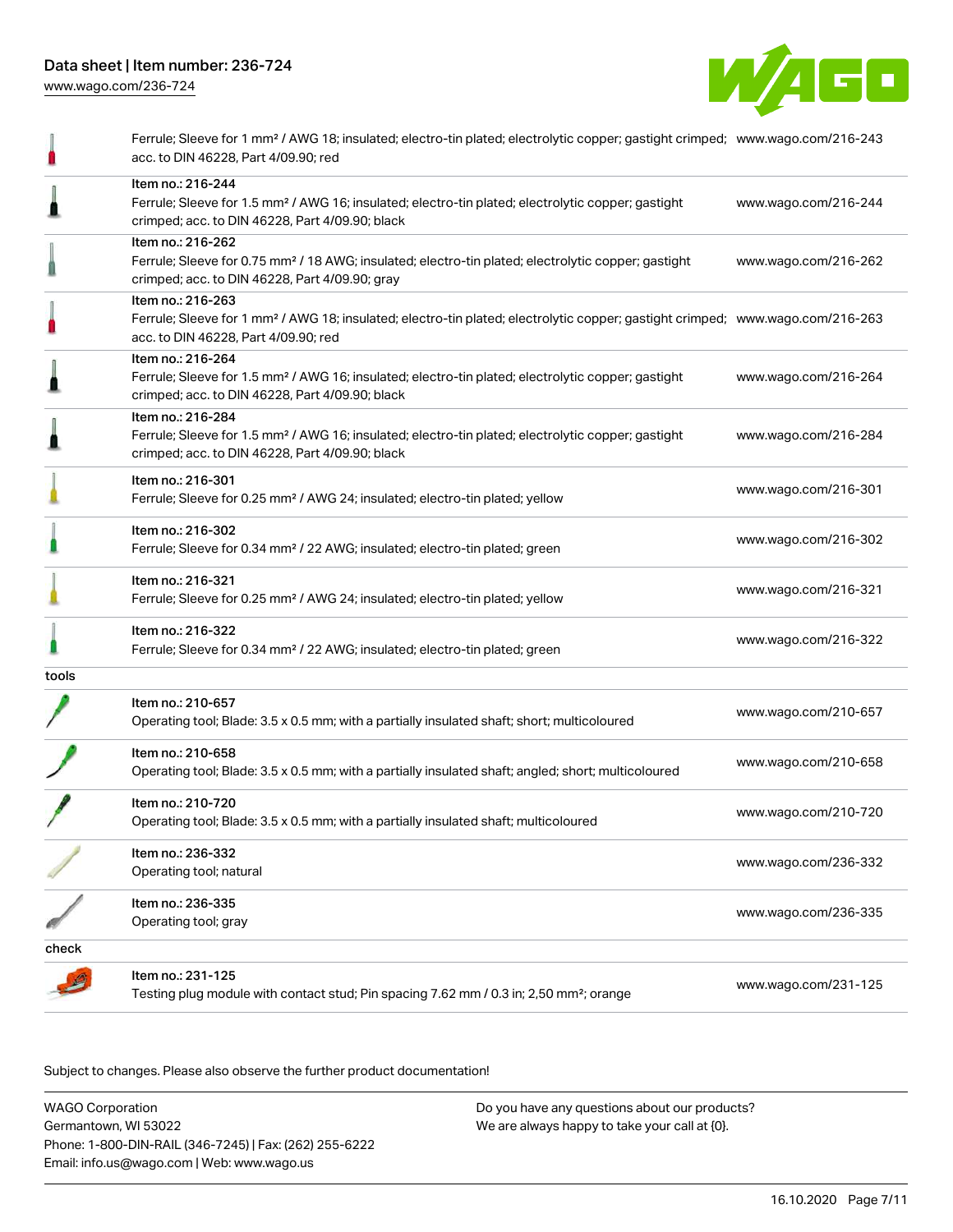| | | |
|---|---|---|
| | Ferrule; Sleeve for 1 mm² / AWG 18; insulated; electro-tin plated; electrolytic copper; gastight crimped; acc. to DIN 46228, Part 4/09.90; red | www.wago.com/216-243 |
| | Item no.: 216-244<br>Ferrule; Sleeve for 1.5 mm² / AWG 16; insulated; electro-tin plated; electrolytic copper; gastight crimped; acc. to DIN 46228, Part 4/09.90; black | www.wago.com/216-244 |
| | Item no.: 216-262<br>Ferrule; Sleeve for 0.75 mm² / 18 AWG; insulated; electro-tin plated; electrolytic copper; gastight crimped; acc. to DIN 46228, Part 4/09.90; gray | www.wago.com/216-262 |
| | Item no.: 216-263<br>Ferrule; Sleeve for 1 mm² / AWG 18; insulated; electro-tin plated; electrolytic copper; gastight crimped; acc. to DIN 46228, Part 4/09.90; red | www.wago.com/216-263 |
| | Item no.: 216-264<br>Ferrule; Sleeve for 1.5 mm² / AWG 16; insulated; electro-tin plated; electrolytic copper; gastight crimped; acc. to DIN 46228, Part 4/09.90; black | www.wago.com/216-264 |
| | Item no.: 216-284<br>Ferrule; Sleeve for 1.5 mm² / AWG 16; insulated; electro-tin plated; electrolytic copper; gastight crimped; acc. to DIN 46228, Part 4/09.90; black | www.wago.com/216-284 |
| | Item no.: 216-301<br>Ferrule; Sleeve for 0.25 mm² / AWG 24; insulated; electro-tin plated; yellow | www.wago.com/216-301 |
| | Item no.: 216-302<br>Ferrule; Sleeve for 0.34 mm² / 22 AWG; insulated; electro-tin plated; green | www.wago.com/216-302 |
| | Item no.: 216-321<br>Ferrule; Sleeve for 0.25 mm² / AWG 24; insulated; electro-tin plated; yellow | www.wago.com/216-321 |
| | Item no.: 216-322<br>Ferrule; Sleeve for 0.34 mm² / 22 AWG; insulated; electro-tin plated; green | www.wago.com/216-322 |
| tools | | |
| | Item no.: 210-657<br>Operating tool; Blade: 3.5 x 0.5 mm; with a partially insulated shaft; short; multicoloured | www.wago.com/210-657 |
| | Item no.: 210-658<br>Operating tool; Blade: 3.5 x 0.5 mm; with a partially insulated shaft; angled; short; multicoloured | www.wago.com/210-658 |
| | Item no.: 210-720<br>Operating tool; Blade: 3.5 x 0.5 mm; with a partially insulated shaft; multicoloured | www.wago.com/210-720 |
| | Item no.: 236-332<br>Operating tool; natural | www.wago.com/236-332 |
| | Item no.: 236-335<br>Operating tool; gray | www.wago.com/236-335 |
| check | | |
| | Item no.: 231-125<br>Testing plug module with contact stud; Pin spacing 7.62 mm / 0.3 in; 2,50 mm²; orange | www.wago.com/231-125 |

Subject to changes. Please also observe the further product documentation!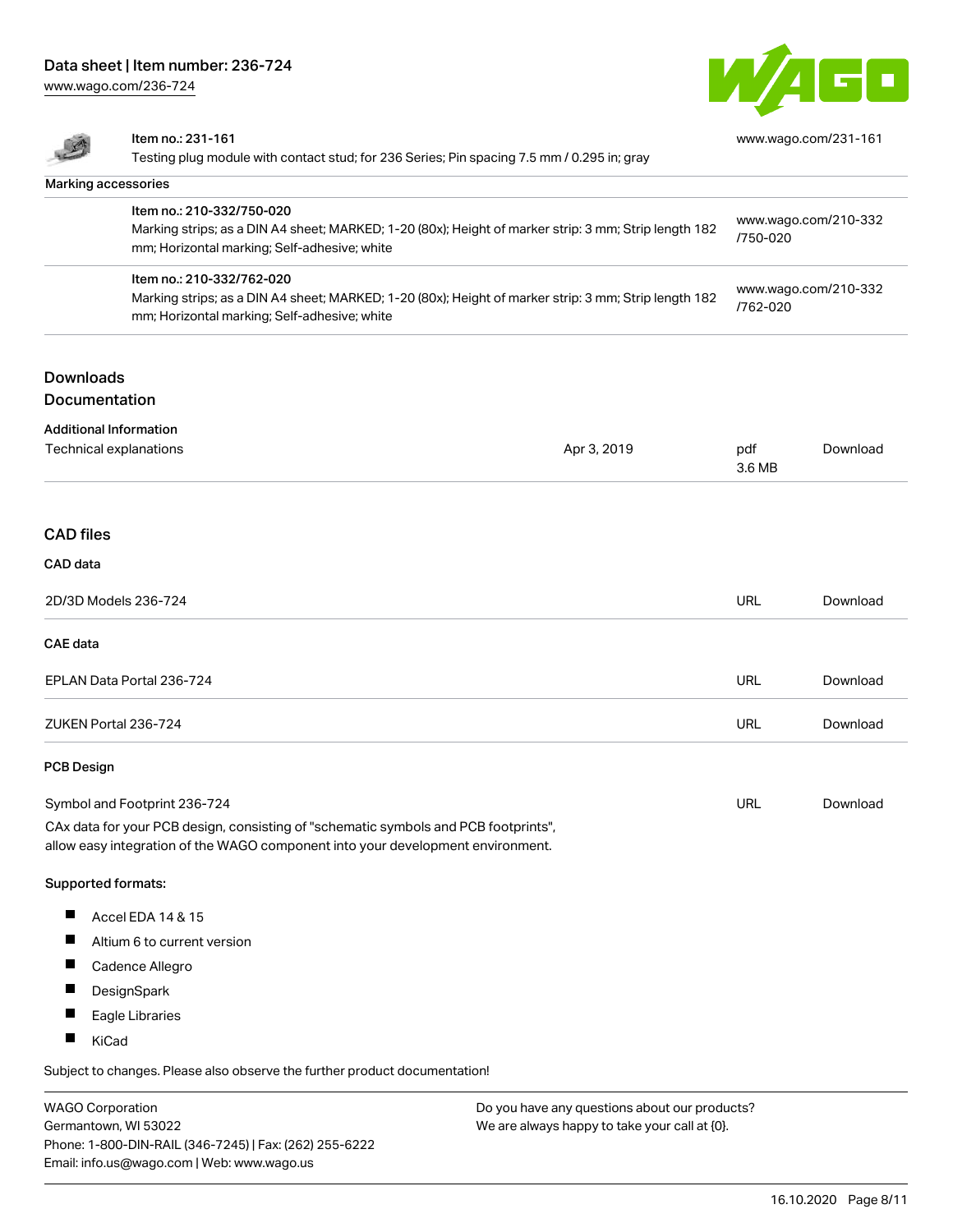| | | |
|---|---|---|
| | Item no.: 231-161<br>Testing plug module with contact stud; for 236 Series; Pin spacing 7.5 mm / 0.295 in; gray | www.wago.com/231-161 |

Marking accessories

| | | |
|---|---|---|
| | Item no.: 210-332/750-020<br>Marking strips; as a DIN A4 sheet; MARKED; 1-20 (80x); Height of marker strip: 3 mm; Strip length 182 mm; Horizontal marking; Self-adhesive; white | www.wago.com/210-332/750-020 |
| | Item no.: 210-332/762-020<br>Marking strips; as a DIN A4 sheet; MARKED; 1-20 (80x); Height of marker strip: 3 mm; Strip length 182 mm; Horizontal marking; Self-adhesive; white | www.wago.com/210-332/762-020 |

## Downloads

### Documentation

**Additional Information**

| | | | |
|---|---|---|---|
| Technical explanations | Apr 3, 2019 | pdf<br>3.6 MB | Download |

### CAD files

**CAD data**

| | | |
|---|---|---|
| 2D/3D Models 236-724 | URL | Download |

**CAE data**

| | | |
|---|---|---|
| EPLAN Data Portal 236-724 | URL | Download |
| ZUKEN Portal 236-724 | URL | Download |

**PCB Design**

| | | |
|---|---|---|
| Symbol and Footprint 236-724 | URL | Download |

CAx data for your PCB design, consisting of "schematic symbols and PCB footprints", allow easy integration of the WAGO component into your development environment.

Supported formats:

- Accel EDA 14 & 15
- Altium 6 to current version
- Cadence Allegro
- DesignSpark
- Eagle Libraries
- KiCad

Subject to changes. Please also observe the further product documentation!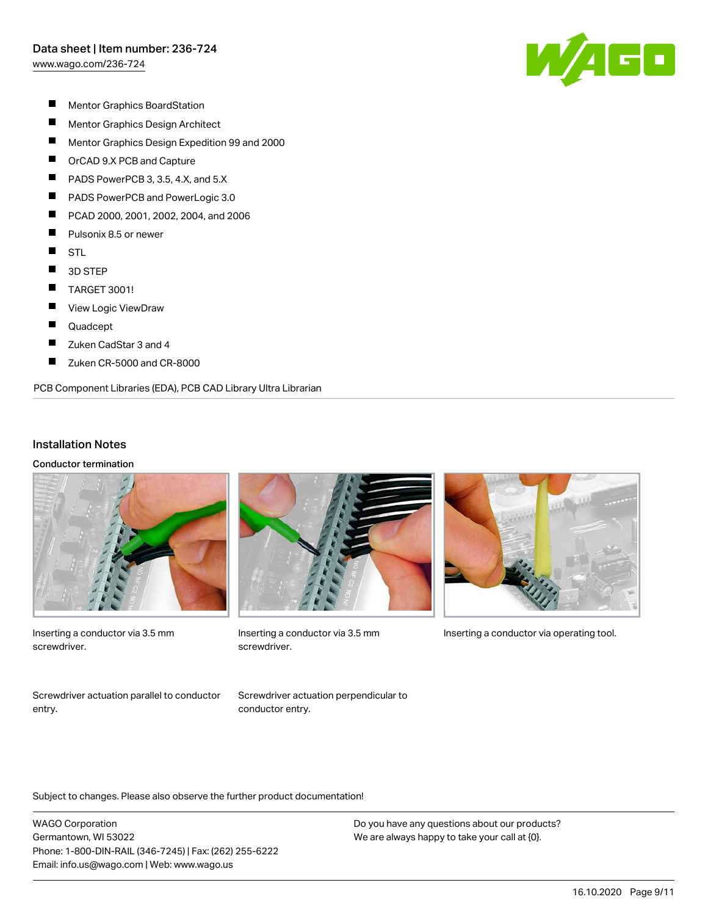- Mentor Graphics BoardStation
- Mentor Graphics Design Architect
- Mentor Graphics Design Expedition 99 and 2000
- OrCAD 9.X PCB and Capture
- PADS PowerPCB 3, 3.5, 4.X, and 5.X
- PADS PowerPCB and PowerLogic 3.0
- PCAD 2000, 2001, 2002, 2004, and 2006
- Pulsonix 8.5 or newer
- STL
- 3D STEP
- TARGET 3001!
- View Logic ViewDraw
- Quadcept
- Zuken CadStar 3 and 4
- Zuken CR-5000 and CR-8000

PCB Component Libraries (EDA), PCB CAD Library Ultra Librarian

## Installation Notes

### Conductor termination

Inserting a conductor via 3.5 mm screwdriver.

Inserting a conductor via 3.5 mm screwdriver.

Inserting a conductor via operating tool.

Screwdriver actuation parallel to conductor entry.

Screwdriver actuation perpendicular to conductor entry.

Subject to changes. Please also observe the further product documentation!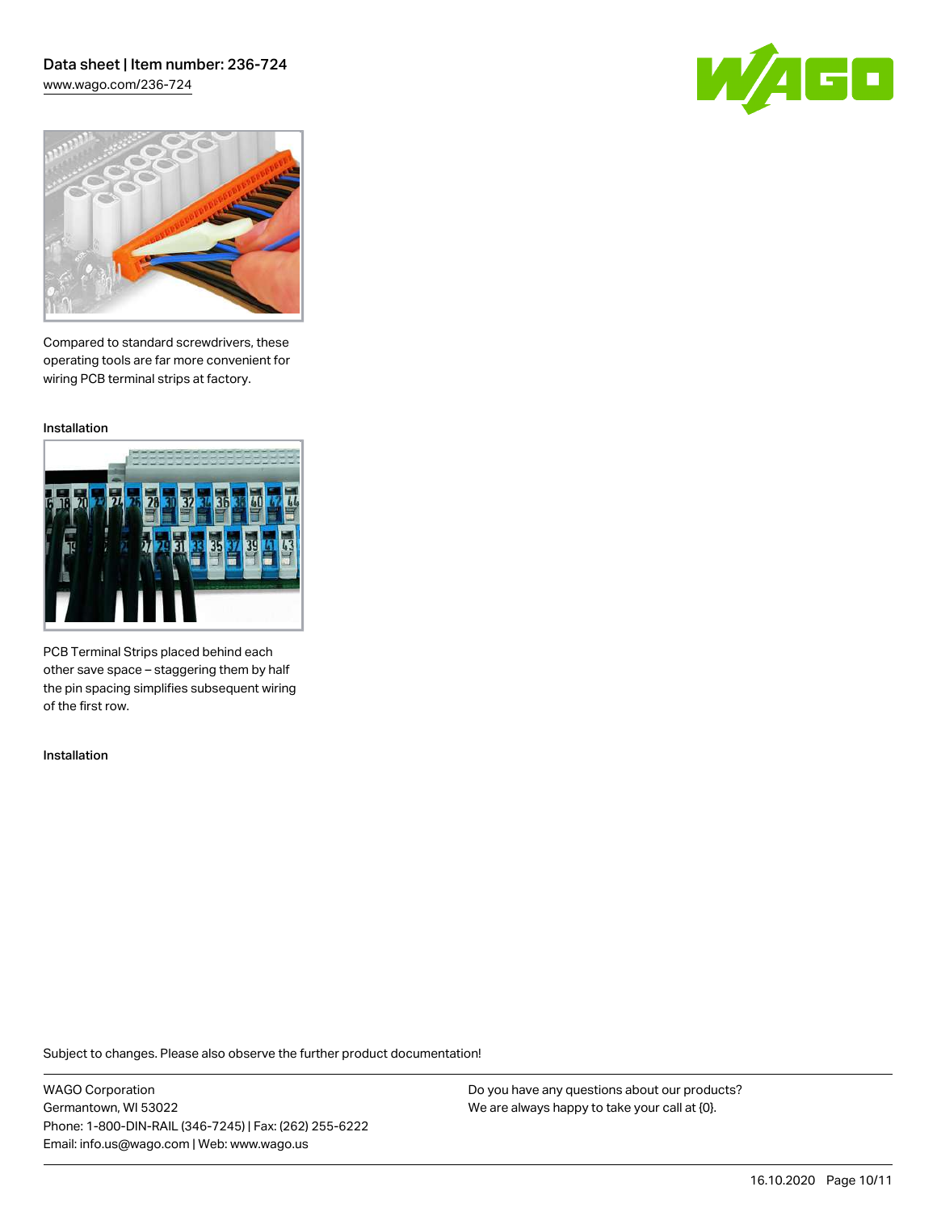Compared to standard screwdrivers, these operating tools are far more convenient for wiring PCB terminal strips at factory.

Installation

PCB Terminal Strips placed behind each other save space – staggering them by half the pin spacing simplifies subsequent wiring of the first row.

Installation

Subject to changes. Please also observe the further product documentation!

WAGO Corporation
Germantown, WI 53022
Phone: 1-800-DIN-RAIL (346-7245) | Fax: (262) 255-6222
Email: info.us@wago.com | Web: www.wago.us

Do you have any questions about our products?
We are always happy to take your call at {0}.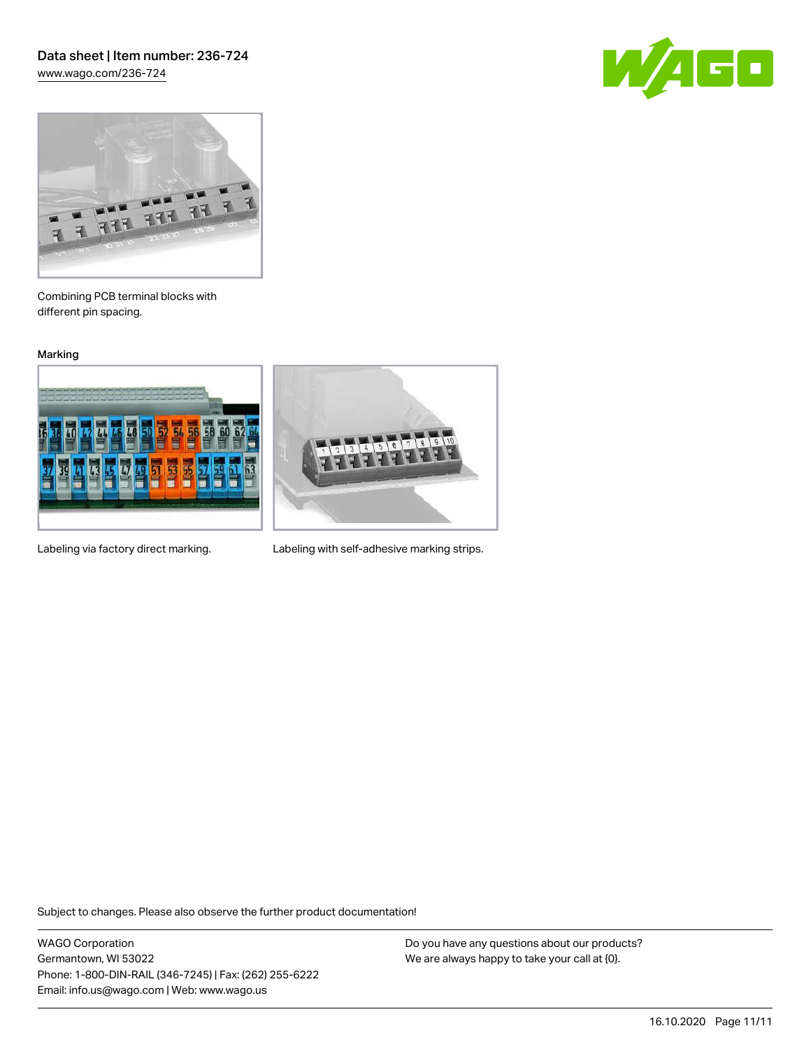Combining PCB terminal blocks with different pin spacing.

Marking

Labeling via factory direct marking.

Labeling with self-adhesive marking strips.

Subject to changes. Please also observe the further product documentation!

WAGO Corporation
Germantown, WI 53022
Phone: 1-800-DIN-RAIL (346-7245) | Fax: (262) 255-6222
Email: info.us@wago.com | Web: www.wago.us

Do you have any questions about our products?
We are always happy to take your call at {0}.